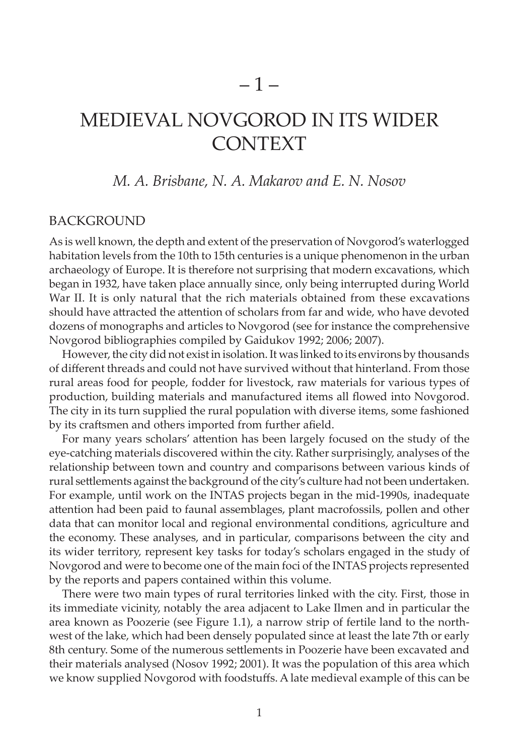# – 1 –

# MEDIEVAL NOVGOROD IN ITS WIDER CONTEXT

*M. A. Brisbane, N. A. Makarov and E. N. Nosov*

## BACKGROUND

As is well known, the depth and extent of the preservation of Novgorod's waterlogged habitation levels from the 10th to 15th centuries is a unique phenomenon in the urban archaeology of Europe. It is therefore not surprising that modern excavations, which began in 1932, have taken place annually since, only being interrupted during World War II. It is only natural that the rich materials obtained from these excavations should have attracted the attention of scholars from far and wide, who have devoted dozens of monographs and articles to Novgorod (see for instance the comprehensive Novgorod bibliographies compiled by Gaidukov 1992; 2006; 2007).

However, the city did not exist in isolation. It was linked to its environs by thousands of different threads and could not have survived without that hinterland. From those rural areas food for people, fodder for livestock, raw materials for various types of production, building materials and manufactured items all flowed into Novgorod. The city in its turn supplied the rural population with diverse items, some fashioned by its craftsmen and others imported from further afield.

For many years scholars' attention has been largely focused on the study of the eye-catching materials discovered within the city. Rather surprisingly, analyses of the relationship between town and country and comparisons between various kinds of rural settlements against the background of the city's culture had not been undertaken. For example, until work on the INTAS projects began in the mid-1990s, inadequate attention had been paid to faunal assemblages, plant macrofossils, pollen and other data that can monitor local and regional environmental conditions, agriculture and the economy. These analyses, and in particular, comparisons between the city and its wider territory, represent key tasks for today's scholars engaged in the study of Novgorod and were to become one of the main foci of the INTAS projects represented by the reports and papers contained within this volume.

There were two main types of rural territories linked with the city. First, those in its immediate vicinity, notably the area adjacent to Lake Ilmen and in particular the area known as Poozerie (see Figure 1.1), a narrow strip of fertile land to the north-west of the lake, which had been densely populated since at least the late 7th or early 8th century. Some of the numerous settlements in Poozerie have been excavated and their materials analysed (Nosov 1992; 2001). It was the population of this area which we know supplied Novgorod with foodstuffs. A late medieval example of this can be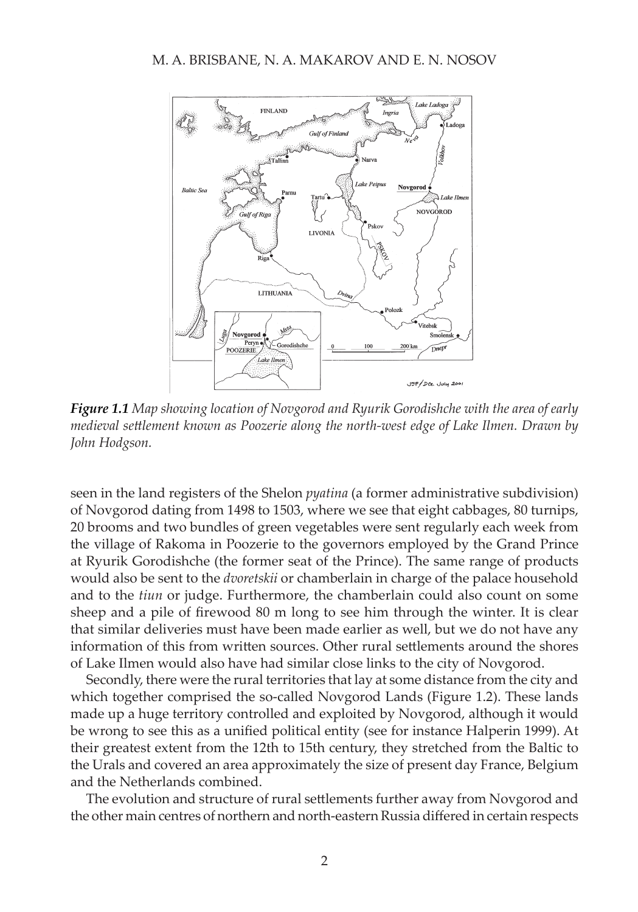***Figure 1.1** Map showing location of Novgorod and Ryurik Gorodishche with the area of early medieval settlement known as Poozerie along the north-west edge of Lake Ilmen. Drawn by John Hodgson.*

seen in the land registers of the Shelon *pyatina* (a former administrative subdivision) of Novgorod dating from 1498 to 1503, where we see that eight cabbages, 80 turnips, 20 brooms and two bundles of green vegetables were sent regularly each week from the village of Rakoma in Poozerie to the governors employed by the Grand Prince at Ryurik Gorodishche (the former seat of the Prince). The same range of products would also be sent to the *dvoretskii* or chamberlain in charge of the palace household and to the *tiun* or judge. Furthermore, the chamberlain could also count on some sheep and a pile of firewood 80 m long to see him through the winter. It is clear that similar deliveries must have been made earlier as well, but we do not have any information of this from written sources. Other rural settlements around the shores of Lake Ilmen would also have had similar close links to the city of Novgorod.

Secondly, there were the rural territories that lay at some distance from the city and which together comprised the so-called Novgorod Lands (Figure 1.2). These lands made up a huge territory controlled and exploited by Novgorod, although it would be wrong to see this as a unified political entity (see for instance Halperin 1999). At their greatest extent from the 12th to 15th century, they stretched from the Baltic to the Urals and covered an area approximately the size of present day France, Belgium and the Netherlands combined.

The evolution and structure of rural settlements further away from Novgorod and the other main centres of northern and north-eastern Russia differed in certain respects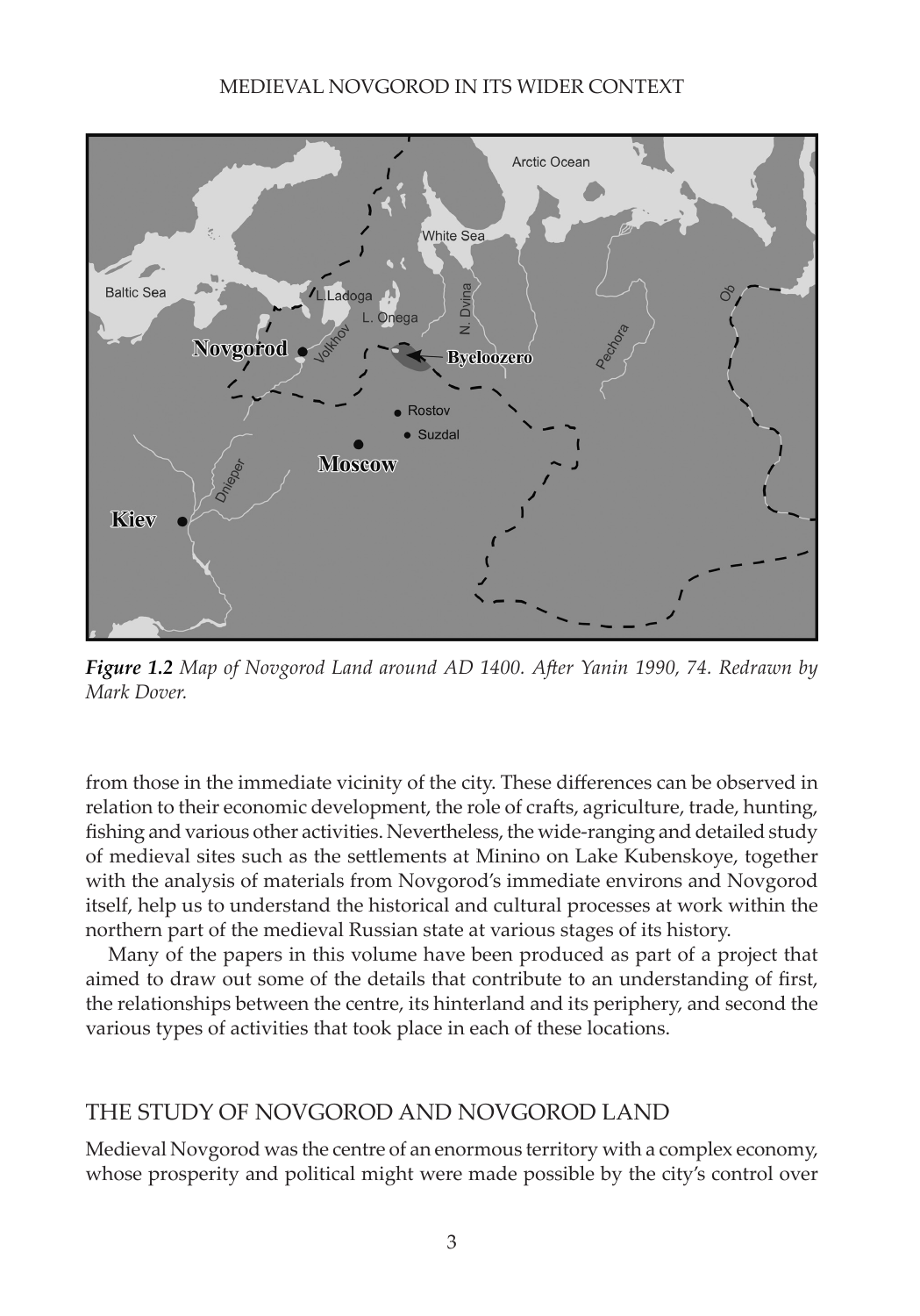*Figure 1.2* *Map of Novgorod Land around AD 1400. After Yanin 1990, 74. Redrawn by Mark Dover.*

from those in the immediate vicinity of the city. These differences can be observed in relation to their economic development, the role of crafts, agriculture, trade, hunting, fishing and various other activities. Nevertheless, the wide-ranging and detailed study of medieval sites such as the settlements at Minino on Lake Kubenskoye, together with the analysis of materials from Novgorod's immediate environs and Novgorod itself, help us to understand the historical and cultural processes at work within the northern part of the medieval Russian state at various stages of its history.

Many of the papers in this volume have been produced as part of a project that aimed to draw out some of the details that contribute to an understanding of first, the relationships between the centre, its hinterland and its periphery, and second the various types of activities that took place in each of these locations.

## THE STUDY OF NOVGOROD AND NOVGOROD LAND

Medieval Novgorod was the centre of an enormous territory with a complex economy, whose prosperity and political might were made possible by the city's control over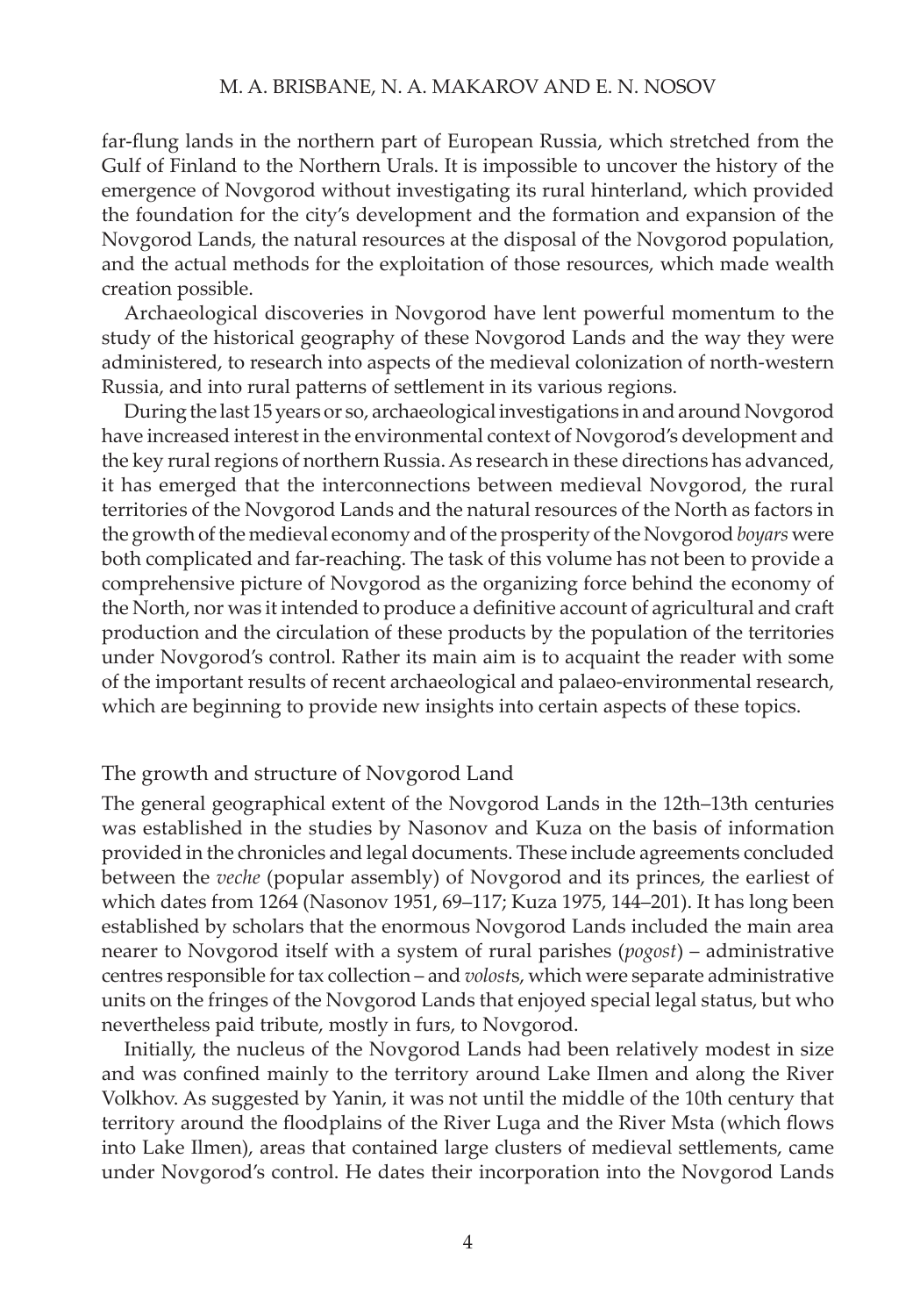far-flung lands in the northern part of European Russia, which stretched from the Gulf of Finland to the Northern Urals. It is impossible to uncover the history of the emergence of Novgorod without investigating its rural hinterland, which provided the foundation for the city's development and the formation and expansion of the Novgorod Lands, the natural resources at the disposal of the Novgorod population, and the actual methods for the exploitation of those resources, which made wealth creation possible.

Archaeological discoveries in Novgorod have lent powerful momentum to the study of the historical geography of these Novgorod Lands and the way they were administered, to research into aspects of the medieval colonization of north-western Russia, and into rural patterns of settlement in its various regions.

During the last 15 years or so, archaeological investigations in and around Novgorod have increased interest in the environmental context of Novgorod's development and the key rural regions of northern Russia. As research in these directions has advanced, it has emerged that the interconnections between medieval Novgorod, the rural territories of the Novgorod Lands and the natural resources of the North as factors in the growth of the medieval economy and of the prosperity of the Novgorod *boyars* were both complicated and far-reaching. The task of this volume has not been to provide a comprehensive picture of Novgorod as the organizing force behind the economy of the North, nor was it intended to produce a definitive account of agricultural and craft production and the circulation of these products by the population of the territories under Novgorod's control. Rather its main aim is to acquaint the reader with some of the important results of recent archaeological and palaeo-environmental research, which are beginning to provide new insights into certain aspects of these topics.

## The growth and structure of Novgorod Land

The general geographical extent of the Novgorod Lands in the 12th–13th centuries was established in the studies by Nasonov and Kuza on the basis of information provided in the chronicles and legal documents. These include agreements concluded between the *veche* (popular assembly) of Novgorod and its princes, the earliest of which dates from 1264 (Nasonov 1951, 69–117; Kuza 1975, 144–201). It has long been established by scholars that the enormous Novgorod Lands included the main area nearer to Novgorod itself with a system of rural parishes (*pogost*) – administrative centres responsible for tax collection – and *volost*s, which were separate administrative units on the fringes of the Novgorod Lands that enjoyed special legal status, but who nevertheless paid tribute, mostly in furs, to Novgorod.

Initially, the nucleus of the Novgorod Lands had been relatively modest in size and was confined mainly to the territory around Lake Ilmen and along the River Volkhov. As suggested by Yanin, it was not until the middle of the 10th century that territory around the floodplains of the River Luga and the River Msta (which flows into Lake Ilmen), areas that contained large clusters of medieval settlements, came under Novgorod's control. He dates their incorporation into the Novgorod Lands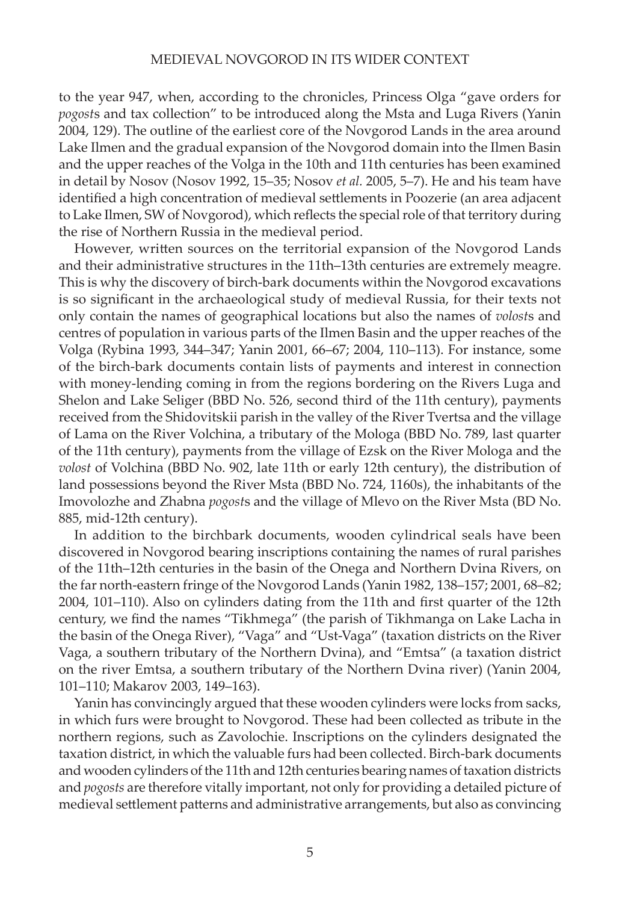to the year 947, when, according to the chronicles, Princess Olga "gave orders for *pogost*s and tax collection" to be introduced along the Msta and Luga Rivers (Yanin 2004, 129). The outline of the earliest core of the Novgorod Lands in the area around Lake Ilmen and the gradual expansion of the Novgorod domain into the Ilmen Basin and the upper reaches of the Volga in the 10th and 11th centuries has been examined in detail by Nosov (Nosov 1992, 15–35; Nosov *et al.* 2005, 5–7). He and his team have identified a high concentration of medieval settlements in Poozerie (an area adjacent to Lake Ilmen, SW of Novgorod), which reflects the special role of that territory during the rise of Northern Russia in the medieval period.

However, written sources on the territorial expansion of the Novgorod Lands and their administrative structures in the 11th–13th centuries are extremely meagre. This is why the discovery of birch-bark documents within the Novgorod excavations is so significant in the archaeological study of medieval Russia, for their texts not only contain the names of geographical locations but also the names of *volost*s and centres of population in various parts of the Ilmen Basin and the upper reaches of the Volga (Rybina 1993, 344–347; Yanin 2001, 66–67; 2004, 110–113). For instance, some of the birch-bark documents contain lists of payments and interest in connection with money-lending coming in from the regions bordering on the Rivers Luga and Shelon and Lake Seliger (BBD No. 526, second third of the 11th century), payments received from the Shidovitskii parish in the valley of the River Tvertsa and the village of Lama on the River Volchina, a tributary of the Mologa (BBD No. 789, last quarter of the 11th century), payments from the village of Ezsk on the River Mologa and the *volost* of Volchina (BBD No. 902, late 11th or early 12th century), the distribution of land possessions beyond the River Msta (BBD No. 724, 1160s), the inhabitants of the Imovolozhe and Zhabna *pogost*s and the village of Mlevo on the River Msta (BD No. 885, mid-12th century).

In addition to the birchbark documents, wooden cylindrical seals have been discovered in Novgorod bearing inscriptions containing the names of rural parishes of the 11th–12th centuries in the basin of the Onega and Northern Dvina Rivers, on the far north-eastern fringe of the Novgorod Lands (Yanin 1982, 138–157; 2001, 68–82; 2004, 101–110). Also on cylinders dating from the 11th and first quarter of the 12th century, we find the names "Tikhmega" (the parish of Tikhmanga on Lake Lacha in the basin of the Onega River), "Vaga" and "Ust-Vaga" (taxation districts on the River Vaga, a southern tributary of the Northern Dvina), and "Emtsa" (a taxation district on the river Emtsa, a southern tributary of the Northern Dvina river) (Yanin 2004, 101–110; Makarov 2003, 149–163).

Yanin has convincingly argued that these wooden cylinders were locks from sacks, in which furs were brought to Novgorod. These had been collected as tribute in the northern regions, such as Zavolochie. Inscriptions on the cylinders designated the taxation district, in which the valuable furs had been collected. Birch-bark documents and wooden cylinders of the 11th and 12th centuries bearing names of taxation districts and *pogosts* are therefore vitally important, not only for providing a detailed picture of medieval settlement patterns and administrative arrangements, but also as convincing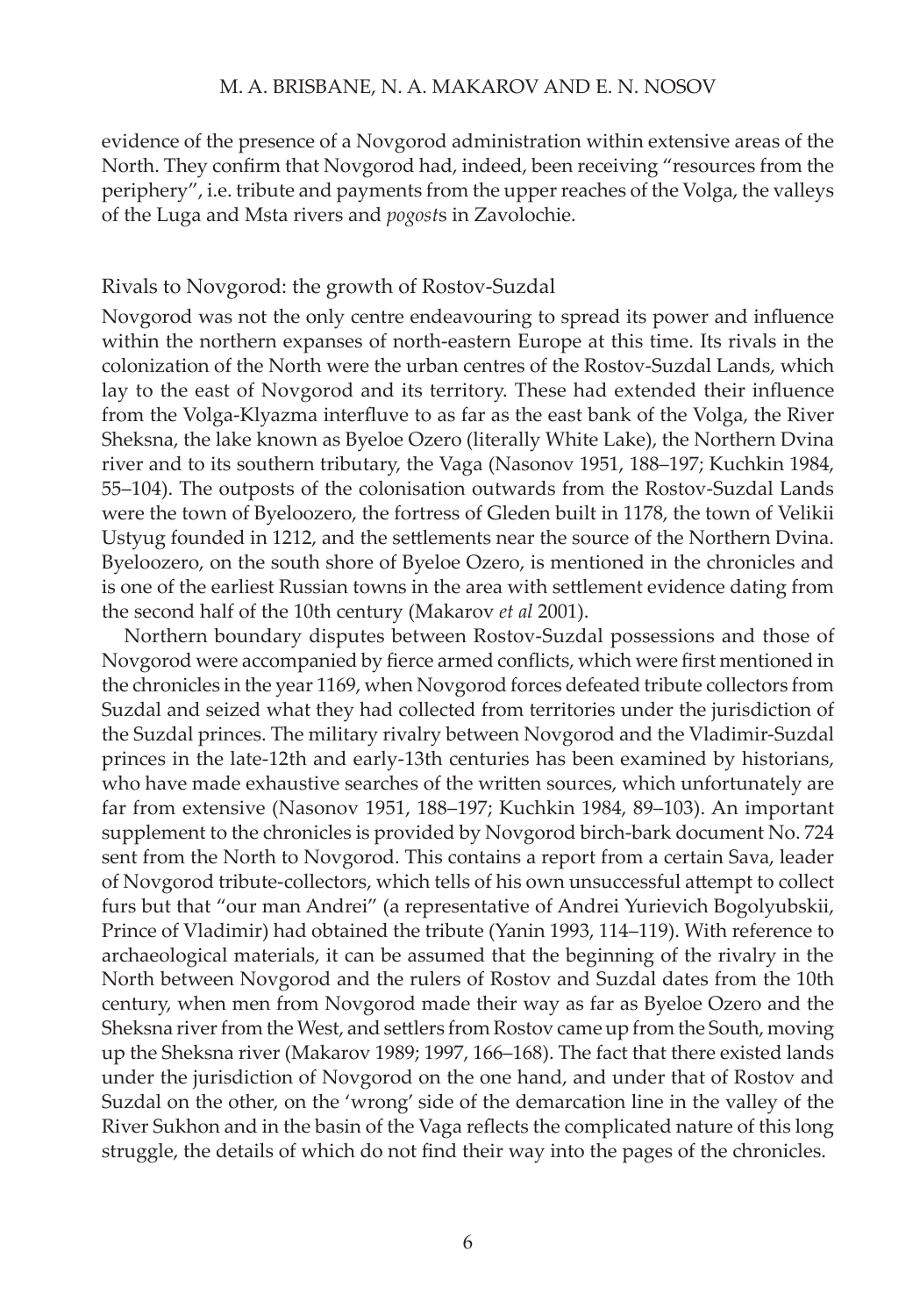evidence of the presence of a Novgorod administration within extensive areas of the North. They confirm that Novgorod had, indeed, been receiving "resources from the periphery", i.e. tribute and payments from the upper reaches of the Volga, the valleys of the Luga and Msta rivers and *pogost*s in Zavolochie.

## Rivals to Novgorod: the growth of Rostov-Suzdal

Novgorod was not the only centre endeavouring to spread its power and influence within the northern expanses of north-eastern Europe at this time. Its rivals in the colonization of the North were the urban centres of the Rostov-Suzdal Lands, which lay to the east of Novgorod and its territory. These had extended their influence from the Volga-Klyazma interfluve to as far as the east bank of the Volga, the River Sheksna, the lake known as Byeloe Ozero (literally White Lake), the Northern Dvina river and to its southern tributary, the Vaga (Nasonov 1951, 188–197; Kuchkin 1984, 55–104). The outposts of the colonisation outwards from the Rostov-Suzdal Lands were the town of Byeloozero, the fortress of Gleden built in 1178, the town of Velikii Ustyug founded in 1212, and the settlements near the source of the Northern Dvina. Byeloozero, on the south shore of Byeloe Ozero, is mentioned in the chronicles and is one of the earliest Russian towns in the area with settlement evidence dating from the second half of the 10th century (Makarov *et al* 2001).

Northern boundary disputes between Rostov-Suzdal possessions and those of Novgorod were accompanied by fierce armed conflicts, which were first mentioned in the chronicles in the year 1169, when Novgorod forces defeated tribute collectors from Suzdal and seized what they had collected from territories under the jurisdiction of the Suzdal princes. The military rivalry between Novgorod and the Vladimir-Suzdal princes in the late-12th and early-13th centuries has been examined by historians, who have made exhaustive searches of the written sources, which unfortunately are far from extensive (Nasonov 1951, 188–197; Kuchkin 1984, 89–103). An important supplement to the chronicles is provided by Novgorod birch-bark document No. 724 sent from the North to Novgorod. This contains a report from a certain Sava, leader of Novgorod tribute-collectors, which tells of his own unsuccessful attempt to collect furs but that "our man Andrei" (a representative of Andrei Yurievich Bogolyubskii, Prince of Vladimir) had obtained the tribute (Yanin 1993, 114–119). With reference to archaeological materials, it can be assumed that the beginning of the rivalry in the North between Novgorod and the rulers of Rostov and Suzdal dates from the 10th century, when men from Novgorod made their way as far as Byeloe Ozero and the Sheksna river from the West, and settlers from Rostov came up from the South, moving up the Sheksna river (Makarov 1989; 1997, 166–168). The fact that there existed lands under the jurisdiction of Novgorod on the one hand, and under that of Rostov and Suzdal on the other, on the 'wrong' side of the demarcation line in the valley of the River Sukhon and in the basin of the Vaga reflects the complicated nature of this long struggle, the details of which do not find their way into the pages of the chronicles.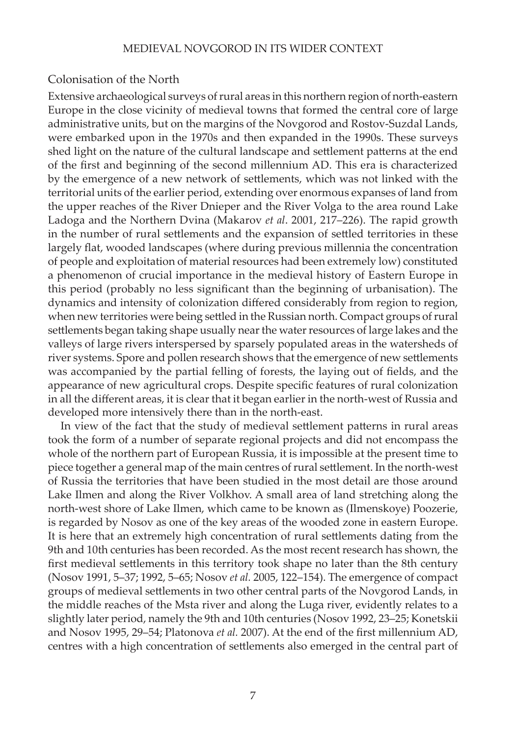## Colonisation of the North

Extensive archaeological surveys of rural areas in this northern region of north-eastern Europe in the close vicinity of medieval towns that formed the central core of large administrative units, but on the margins of the Novgorod and Rostov-Suzdal Lands, were embarked upon in the 1970s and then expanded in the 1990s. These surveys shed light on the nature of the cultural landscape and settlement patterns at the end of the first and beginning of the second millennium AD. This era is characterized by the emergence of a new network of settlements, which was not linked with the territorial units of the earlier period, extending over enormous expanses of land from the upper reaches of the River Dnieper and the River Volga to the area round Lake Ladoga and the Northern Dvina (Makarov *et al*. 2001, 217–226). The rapid growth in the number of rural settlements and the expansion of settled territories in these largely flat, wooded landscapes (where during previous millennia the concentration of people and exploitation of material resources had been extremely low) constituted a phenomenon of crucial importance in the medieval history of Eastern Europe in this period (probably no less significant than the beginning of urbanisation). The dynamics and intensity of colonization differed considerably from region to region, when new territories were being settled in the Russian north. Compact groups of rural settlements began taking shape usually near the water resources of large lakes and the valleys of large rivers interspersed by sparsely populated areas in the watersheds of river systems. Spore and pollen research shows that the emergence of new settlements was accompanied by the partial felling of forests, the laying out of fields, and the appearance of new agricultural crops. Despite specific features of rural colonization in all the different areas, it is clear that it began earlier in the north-west of Russia and developed more intensively there than in the north-east.

In view of the fact that the study of medieval settlement patterns in rural areas took the form of a number of separate regional projects and did not encompass the whole of the northern part of European Russia, it is impossible at the present time to piece together a general map of the main centres of rural settlement. In the north-west of Russia the territories that have been studied in the most detail are those around Lake Ilmen and along the River Volkhov. A small area of land stretching along the north-west shore of Lake Ilmen, which came to be known as (Ilmenskoye) Poozerie, is regarded by Nosov as one of the key areas of the wooded zone in eastern Europe. It is here that an extremely high concentration of rural settlements dating from the 9th and 10th centuries has been recorded. As the most recent research has shown, the first medieval settlements in this territory took shape no later than the 8th century (Nosov 1991, 5–37; 1992, 5–65; Nosov *et al.* 2005, 122–154). The emergence of compact groups of medieval settlements in two other central parts of the Novgorod Lands, in the middle reaches of the Msta river and along the Luga river, evidently relates to a slightly later period, namely the 9th and 10th centuries (Nosov 1992, 23–25; Konetskii and Nosov 1995, 29–54; Platonova *et al.* 2007). At the end of the first millennium AD, centres with a high concentration of settlements also emerged in the central part of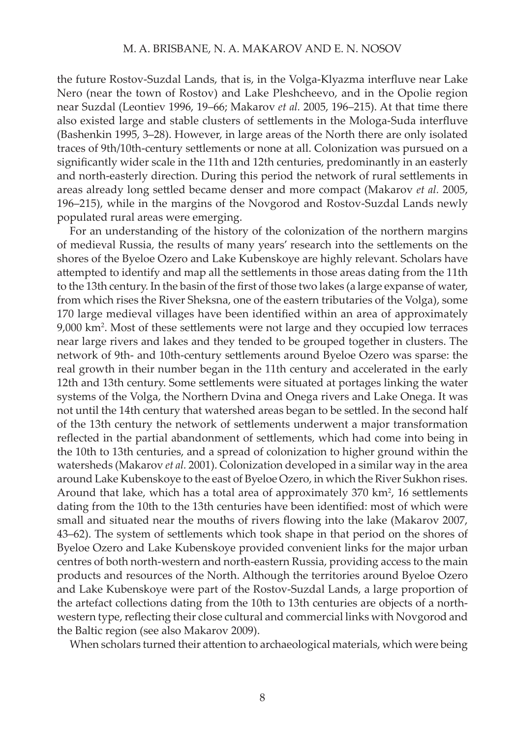the future Rostov-Suzdal Lands, that is, in the Volga-Klyazma interfluve near Lake Nero (near the town of Rostov) and Lake Pleshcheevo, and in the Opolie region near Suzdal (Leontiev 1996, 19–66; Makarov *et al.* 2005, 196–215). At that time there also existed large and stable clusters of settlements in the Mologa-Suda interfluve (Bashenkin 1995, 3–28). However, in large areas of the North there are only isolated traces of 9th/10th-century settlements or none at all. Colonization was pursued on a significantly wider scale in the 11th and 12th centuries, predominantly in an easterly and north-easterly direction. During this period the network of rural settlements in areas already long settled became denser and more compact (Makarov *et al.* 2005, 196–215), while in the margins of the Novgorod and Rostov-Suzdal Lands newly populated rural areas were emerging.

For an understanding of the history of the colonization of the northern margins of medieval Russia, the results of many years' research into the settlements on the shores of the Byeloe Ozero and Lake Kubenskoye are highly relevant. Scholars have attempted to identify and map all the settlements in those areas dating from the 11th to the 13th century. In the basin of the first of those two lakes (a large expanse of water, from which rises the River Sheksna, one of the eastern tributaries of the Volga), some 170 large medieval villages have been identified within an area of approximately 9,000 km$^2$. Most of these settlements were not large and they occupied low terraces near large rivers and lakes and they tended to be grouped together in clusters. The network of 9th- and 10th-century settlements around Byeloe Ozero was sparse: the real growth in their number began in the 11th century and accelerated in the early 12th and 13th century. Some settlements were situated at portages linking the water systems of the Volga, the Northern Dvina and Onega rivers and Lake Onega. It was not until the 14th century that watershed areas began to be settled. In the second half of the 13th century the network of settlements underwent a major transformation reflected in the partial abandonment of settlements, which had come into being in the 10th to 13th centuries, and a spread of colonization to higher ground within the watersheds (Makarov *et al.* 2001). Colonization developed in a similar way in the area around Lake Kubenskoye to the east of Byeloe Ozero, in which the River Sukhon rises. Around that lake, which has a total area of approximately 370 km$^2$, 16 settlements dating from the 10th to the 13th centuries have been identified: most of which were small and situated near the mouths of rivers flowing into the lake (Makarov 2007, 43–62). The system of settlements which took shape in that period on the shores of Byeloe Ozero and Lake Kubenskoye provided convenient links for the major urban centres of both north-western and north-eastern Russia, providing access to the main products and resources of the North. Although the territories around Byeloe Ozero and Lake Kubenskoye were part of the Rostov-Suzdal Lands, a large proportion of the artefact collections dating from the 10th to 13th centuries are objects of a north-western type, reflecting their close cultural and commercial links with Novgorod and the Baltic region (see also Makarov 2009).

When scholars turned their attention to archaeological materials, which were being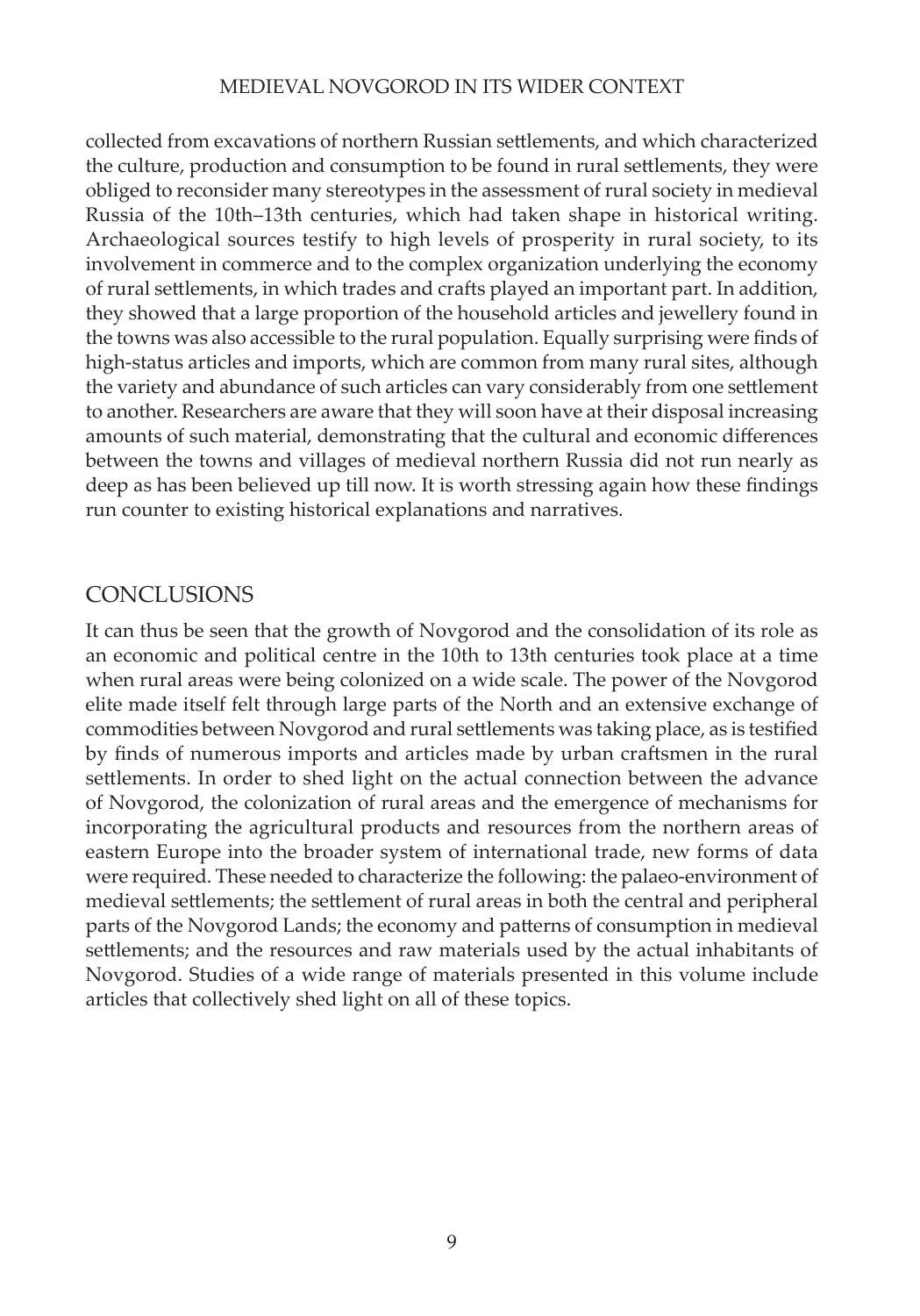collected from excavations of northern Russian settlements, and which characterized the culture, production and consumption to be found in rural settlements, they were obliged to reconsider many stereotypes in the assessment of rural society in medieval Russia of the 10th–13th centuries, which had taken shape in historical writing. Archaeological sources testify to high levels of prosperity in rural society, to its involvement in commerce and to the complex organization underlying the economy of rural settlements, in which trades and crafts played an important part. In addition, they showed that a large proportion of the household articles and jewellery found in the towns was also accessible to the rural population. Equally surprising were finds of high-status articles and imports, which are common from many rural sites, although the variety and abundance of such articles can vary considerably from one settlement to another. Researchers are aware that they will soon have at their disposal increasing amounts of such material, demonstrating that the cultural and economic differences between the towns and villages of medieval northern Russia did not run nearly as deep as has been believed up till now. It is worth stressing again how these findings run counter to existing historical explanations and narratives.

## CONCLUSIONS

It can thus be seen that the growth of Novgorod and the consolidation of its role as an economic and political centre in the 10th to 13th centuries took place at a time when rural areas were being colonized on a wide scale. The power of the Novgorod elite made itself felt through large parts of the North and an extensive exchange of commodities between Novgorod and rural settlements was taking place, as is testified by finds of numerous imports and articles made by urban craftsmen in the rural settlements. In order to shed light on the actual connection between the advance of Novgorod, the colonization of rural areas and the emergence of mechanisms for incorporating the agricultural products and resources from the northern areas of eastern Europe into the broader system of international trade, new forms of data were required. These needed to characterize the following: the palaeo-environment of medieval settlements; the settlement of rural areas in both the central and peripheral parts of the Novgorod Lands; the economy and patterns of consumption in medieval settlements; and the resources and raw materials used by the actual inhabitants of Novgorod. Studies of a wide range of materials presented in this volume include articles that collectively shed light on all of these topics.